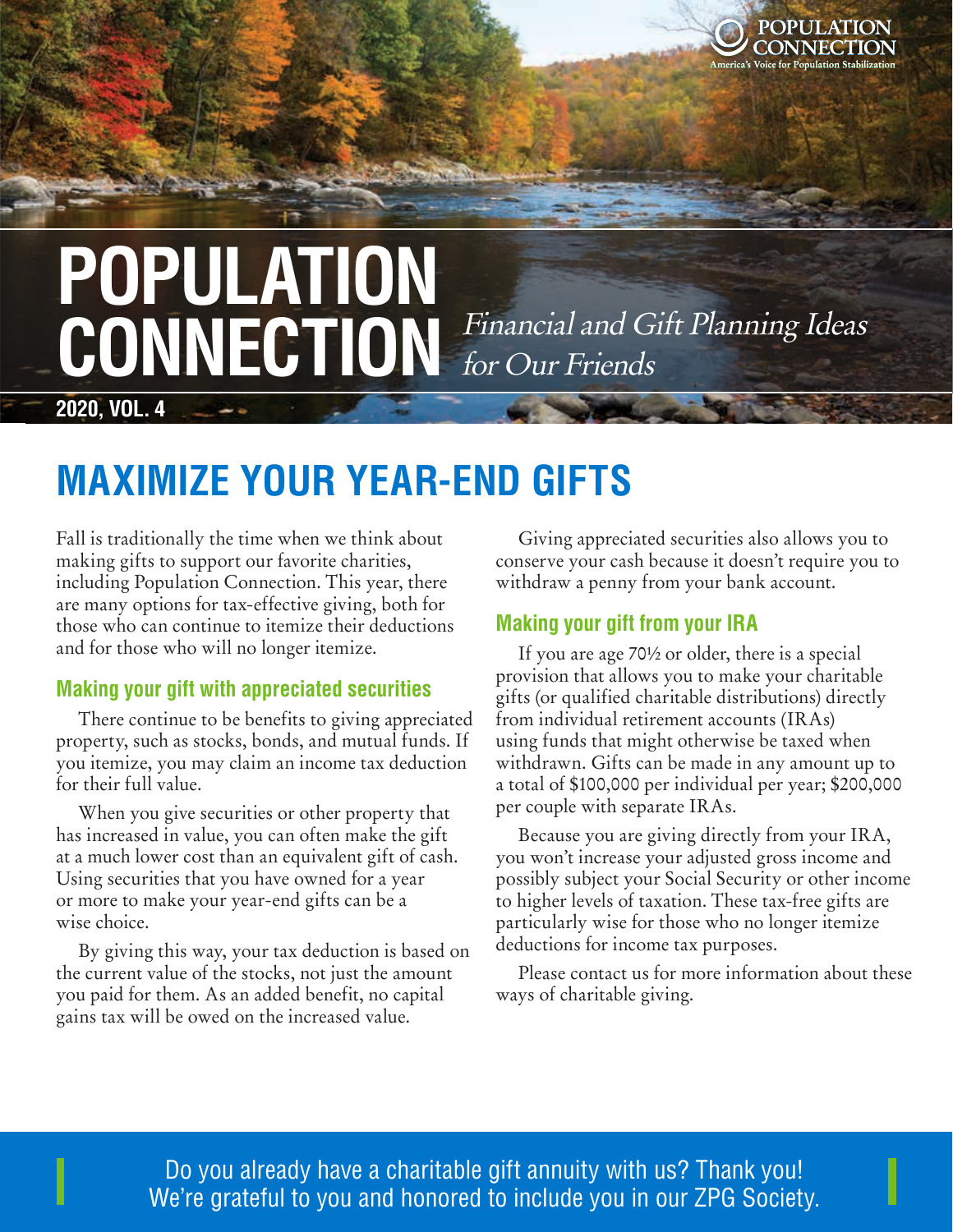POPULATION CONNECTION
America's Voice for Population Stabilization

# POPULATION CONNECTION

*Financial and Gift Planning Ideas for Our Friends*

**2020, VOL. 4**

## MAXIMIZE YOUR YEAR-END GIFTS

Fall is traditionally the time when we think about making gifts to support our favorite charities, including Population Connection. This year, there are many options for tax-effective giving, both for those who can continue to itemize their deductions and for those who will no longer itemize.

### Making your gift with appreciated securities

There continue to be benefits to giving appreciated property, such as stocks, bonds, and mutual funds. If you itemize, you may claim an income tax deduction for their full value.

When you give securities or other property that has increased in value, you can often make the gift at a much lower cost than an equivalent gift of cash. Using securities that you have owned for a year or more to make your year-end gifts can be a wise choice.

By giving this way, your tax deduction is based on the current value of the stocks, not just the amount you paid for them. As an added benefit, no capital gains tax will be owed on the increased value.

Giving appreciated securities also allows you to conserve your cash because it doesn't require you to withdraw a penny from your bank account.

### Making your gift from your IRA

If you are age 70½ or older, there is a special provision that allows you to make your charitable gifts (or qualified charitable distributions) directly from individual retirement accounts (IRAs) using funds that might otherwise be taxed when withdrawn. Gifts can be made in any amount up to a total of $100,000 per individual per year; $200,000 per couple with separate IRAs.

Because you are giving directly from your IRA, you won't increase your adjusted gross income and possibly subject your Social Security or other income to higher levels of taxation. These tax-free gifts are particularly wise for those who no longer itemize deductions for income tax purposes.

Please contact us for more information about these ways of charitable giving.

Do you already have a charitable gift annuity with us? Thank you! We're grateful to you and honored to include you in our ZPG Society.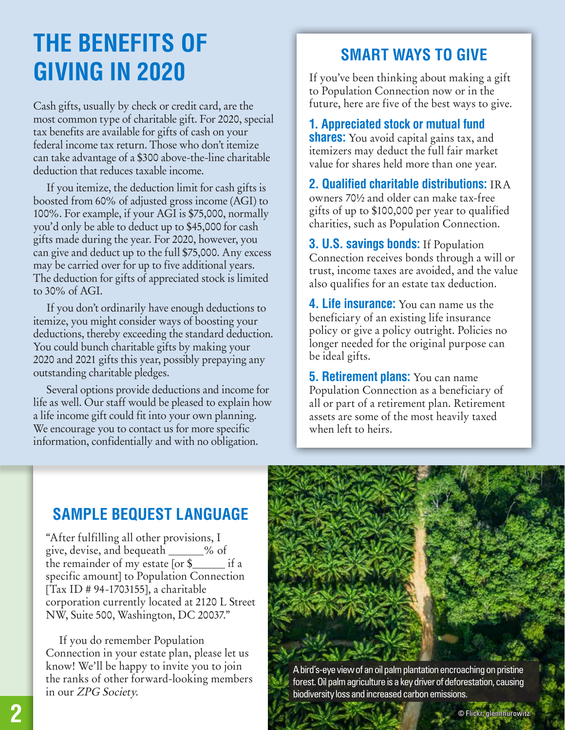# THE BENEFITS OF GIVING IN 2020

Cash gifts, usually by check or credit card, are the most common type of charitable gift. For 2020, special tax benefits are available for gifts of cash on your federal income tax return. Those who don't itemize can take advantage of a $300 above-the-line charitable deduction that reduces taxable income.

If you itemize, the deduction limit for cash gifts is boosted from 60% of adjusted gross income (AGI) to 100%. For example, if your AGI is $75,000, normally you'd only be able to deduct up to $45,000 for cash gifts made during the year. For 2020, however, you can give and deduct up to the full $75,000. Any excess may be carried over for up to five additional years. The deduction for gifts of appreciated stock is limited to 30% of AGI.

If you don't ordinarily have enough deductions to itemize, you might consider ways of boosting your deductions, thereby exceeding the standard deduction. You could bunch charitable gifts by making your 2020 and 2021 gifts this year, possibly prepaying any outstanding charitable pledges.

Several options provide deductions and income for life as well. Our staff would be pleased to explain how a life income gift could fit into your own planning. We encourage you to contact us for more specific information, confidentially and with no obligation.

## SMART WAYS TO GIVE

If you've been thinking about making a gift to Population Connection now or in the future, here are five of the best ways to give.

**1. Appreciated stock or mutual fund shares:** You avoid capital gains tax, and itemizers may deduct the full fair market value for shares held more than one year.

**2. Qualified charitable distributions:** IRA owners 70½ and older can make tax-free gifts of up to $100,000 per year to qualified charities, such as Population Connection.

**3. U.S. savings bonds:** If Population Connection receives bonds through a will or trust, income taxes are avoided, and the value also qualifies for an estate tax deduction.

**4. Life insurance:** You can name us the beneficiary of an existing life insurance policy or give a policy outright. Policies no longer needed for the original purpose can be ideal gifts.

**5. Retirement plans:** You can name Population Connection as a beneficiary of all or part of a retirement plan. Retirement assets are some of the most heavily taxed when left to heirs.

## SAMPLE BEQUEST LANGUAGE

"After fulfilling all other provisions, I give, devise, and bequeath ______% of the remainder of my estate [or $______ if a specific amount] to Population Connection [Tax ID # 94-1703155], a charitable corporation currently located at 2120 L Street NW, Suite 500, Washington, DC 20037."

If you do remember Population Connection in your estate plan, please let us know! We'll be happy to invite you to join the ranks of other forward-looking members in our *ZPG Society*.

A bird's-eye view of an oil palm plantation encroaching on pristine forest. Oil palm agriculture is a key driver of deforestation, causing biodiversity loss and increased carbon emissions.

© Flickr, glennhurowitz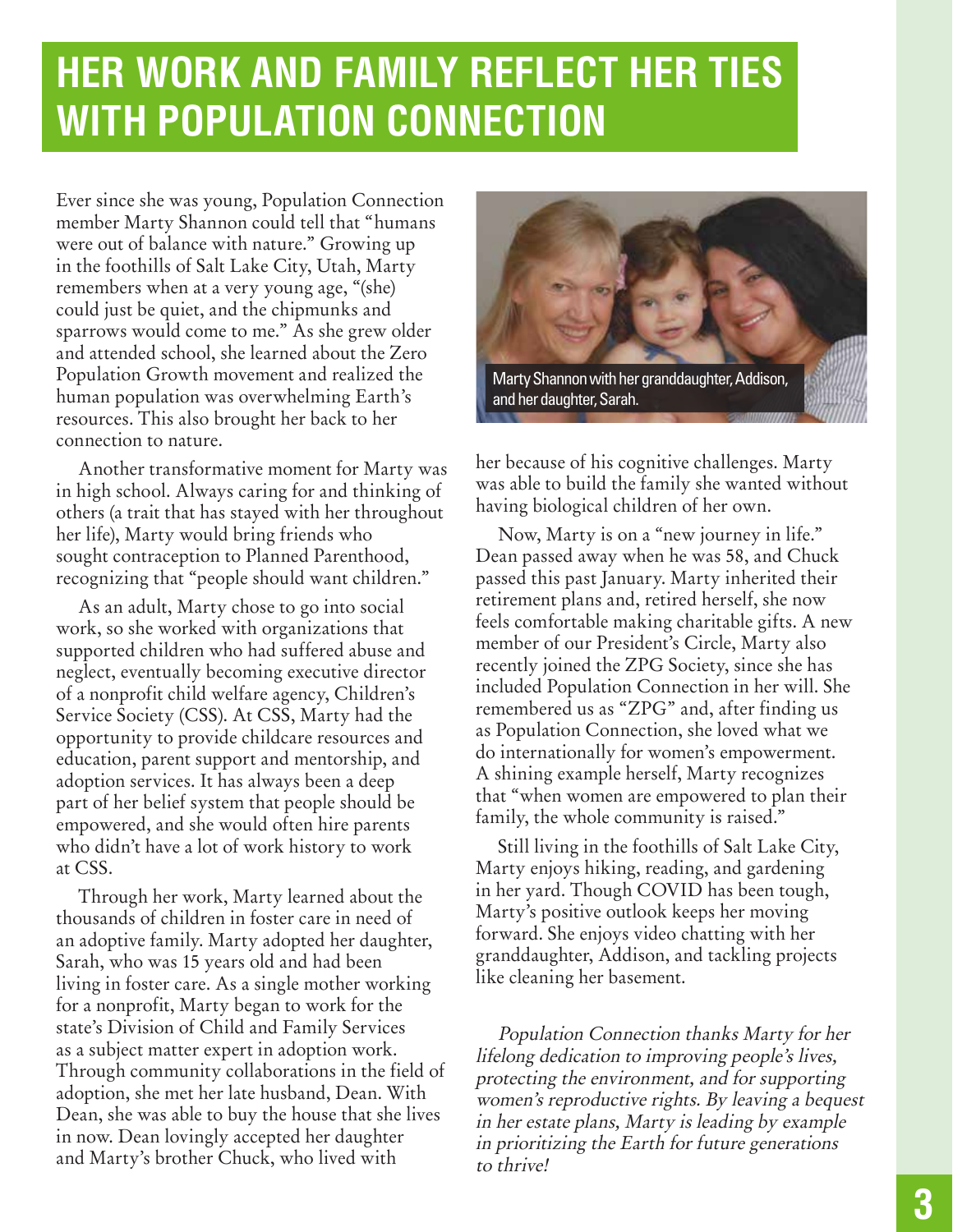# HER WORK AND FAMILY REFLECT HER TIES WITH POPULATION CONNECTION

Ever since she was young, Population Connection member Marty Shannon could tell that "humans were out of balance with nature." Growing up in the foothills of Salt Lake City, Utah, Marty remembers when at a very young age, "(she) could just be quiet, and the chipmunks and sparrows would come to me." As she grew older and attended school, she learned about the Zero Population Growth movement and realized the human population was overwhelming Earth's resources. This also brought her back to her connection to nature.

Another transformative moment for Marty was in high school. Always caring for and thinking of others (a trait that has stayed with her throughout her life), Marty would bring friends who sought contraception to Planned Parenthood, recognizing that "people should want children."

As an adult, Marty chose to go into social work, so she worked with organizations that supported children who had suffered abuse and neglect, eventually becoming executive director of a nonprofit child welfare agency, Children's Service Society (CSS). At CSS, Marty had the opportunity to provide childcare resources and education, parent support and mentorship, and adoption services. It has always been a deep part of her belief system that people should be empowered, and she would often hire parents who didn't have a lot of work history to work at CSS.

Through her work, Marty learned about the thousands of children in foster care in need of an adoptive family. Marty adopted her daughter, Sarah, who was 15 years old and had been living in foster care. As a single mother working for a nonprofit, Marty began to work for the state's Division of Child and Family Services as a subject matter expert in adoption work. Through community collaborations in the field of adoption, she met her late husband, Dean. With Dean, she was able to buy the house that she lives in now. Dean lovingly accepted her daughter and Marty's brother Chuck, who lived with her because of his cognitive challenges. Marty was able to build the family she wanted without having biological children of her own.

Marty Shannon with her granddaughter, Addison, and her daughter, Sarah.

Now, Marty is on a "new journey in life." Dean passed away when he was 58, and Chuck passed this past January. Marty inherited their retirement plans and, retired herself, she now feels comfortable making charitable gifts. A new member of our President's Circle, Marty also recently joined the ZPG Society, since she has included Population Connection in her will. She remembered us as "ZPG" and, after finding us as Population Connection, she loved what we do internationally for women's empowerment. A shining example herself, Marty recognizes that "when women are empowered to plan their family, the whole community is raised."

Still living in the foothills of Salt Lake City, Marty enjoys hiking, reading, and gardening in her yard. Though COVID has been tough, Marty's positive outlook keeps her moving forward. She enjoys video chatting with her granddaughter, Addison, and tackling projects like cleaning her basement.

*Population Connection thanks Marty for her lifelong dedication to improving people's lives, protecting the environment, and for supporting women's reproductive rights. By leaving a bequest in her estate plans, Marty is leading by example in prioritizing the Earth for future generations to thrive!*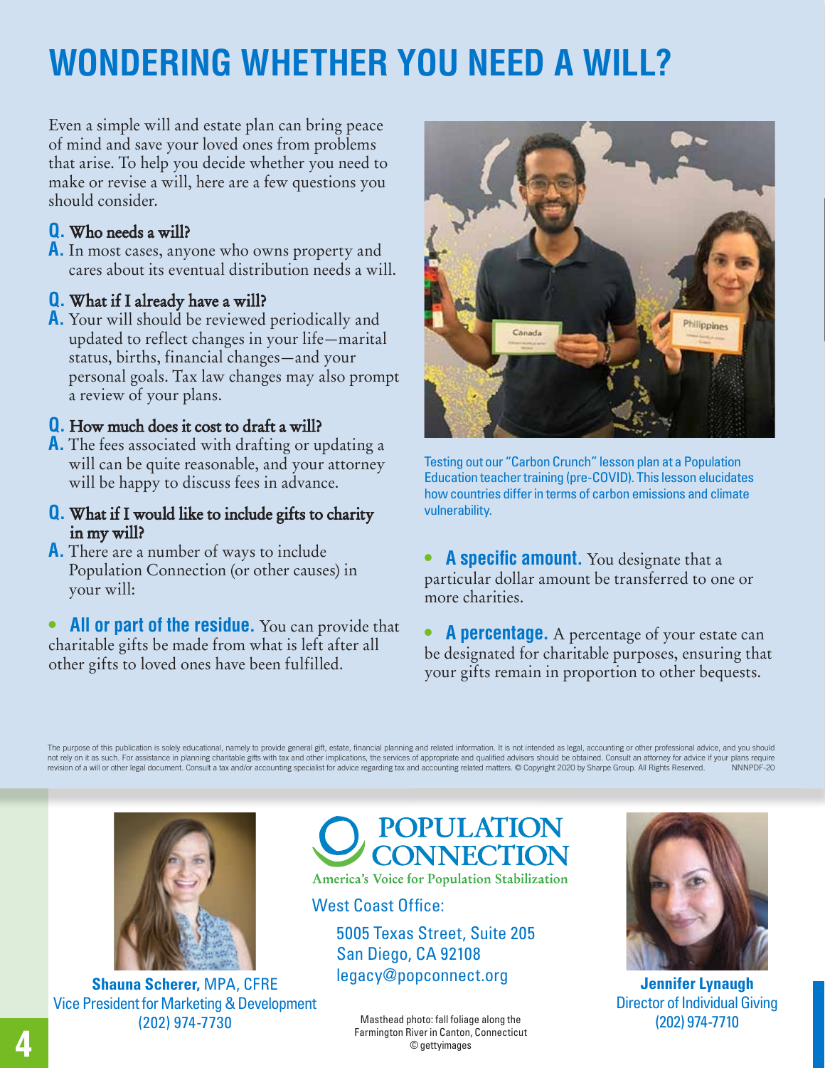# WONDERING WHETHER YOU NEED A WILL?

Even a simple will and estate plan can bring peace of mind and save your loved ones from problems that arise. To help you decide whether you need to make or revise a will, here are a few questions you should consider.

**Q.** Who needs a will?
**A.** In most cases, anyone who owns property and cares about its eventual distribution needs a will.

**Q.** What if I already have a will?
**A.** Your will should be reviewed periodically and updated to reflect changes in your life—marital status, births, financial changes—and your personal goals. Tax law changes may also prompt a review of your plans.

**Q.** How much does it cost to draft a will?
**A.** The fees associated with drafting or updating a will can be quite reasonable, and your attorney will be happy to discuss fees in advance.

**Q.** What if I would like to include gifts to charity in my will?
**A.** There are a number of ways to include Population Connection (or other causes) in your will:

- **All or part of the residue.** You can provide that charitable gifts be made from what is left after all other gifts to loved ones have been fulfilled.
- **A specific amount.** You designate that a particular dollar amount be transferred to one or more charities.
- **A percentage.** A percentage of your estate can be designated for charitable purposes, ensuring that your gifts remain in proportion to other bequests.

Testing out our "Carbon Crunch" lesson plan at a Population Education teacher training (pre-COVID). This lesson elucidates how countries differ in terms of carbon emissions and climate vulnerability.

The purpose of this publication is solely educational, namely to provide general gift, estate, financial planning and related information. It is not intended as legal, accounting or other professional advice, and you should not rely on it as such. For assistance in planning charitable gifts with tax and other implications, the services of appropriate and qualified advisors should be obtained. Consult an attorney for advice if your plans require revision of a will or other legal document. Consult a tax and/or accounting specialist for advice regarding tax and accounting related matters. © Copyright 2020 by Sharpe Group. All Rights Reserved. NNNPDF-20

**Shauna Scherer**, MPA, CFRE
Vice President for Marketing & Development
(202) 974-7730

**POPULATION CONNECTION**
America's Voice for Population Stabilization

West Coast Office:
5005 Texas Street, Suite 205
San Diego, CA 92108
legacy@popconnect.org

Masthead photo: fall foliage along the Farmington River in Canton, Connecticut
© gettyimages

**Jennifer Lynaugh**
Director of Individual Giving
(202) 974-7710